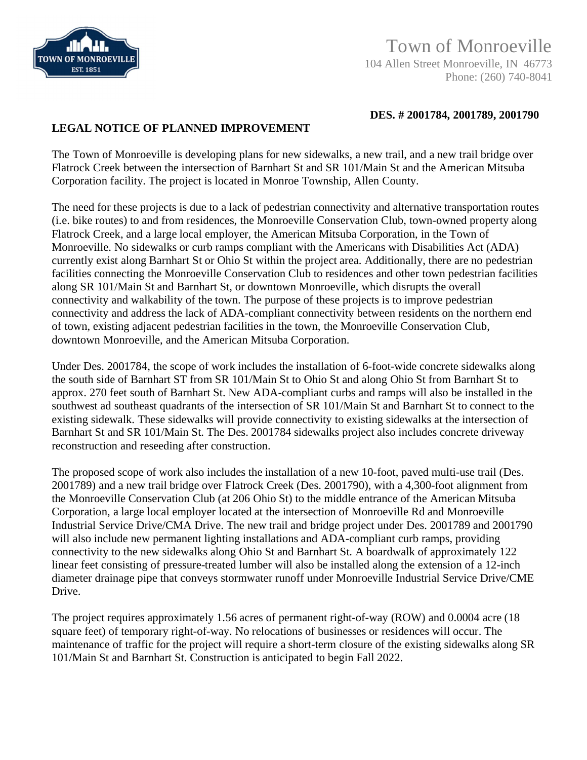Town of Monroeville
104 Allen Street Monroeville, IN 46773
Phone: (260) 740-8041

**DES. # 2001784, 2001789, 2001790**

## LEGAL NOTICE OF PLANNED IMPROVEMENT

The Town of Monroeville is developing plans for new sidewalks, a new trail, and a new trail bridge over Flatrock Creek between the intersection of Barnhart St and SR 101/Main St and the American Mitsuba Corporation facility. The project is located in Monroe Township, Allen County.

The need for these projects is due to a lack of pedestrian connectivity and alternative transportation routes (i.e. bike routes) to and from residences, the Monroeville Conservation Club, town-owned property along Flatrock Creek, and a large local employer, the American Mitsuba Corporation, in the Town of Monroeville. No sidewalks or curb ramps compliant with the Americans with Disabilities Act (ADA) currently exist along Barnhart St or Ohio St within the project area. Additionally, there are no pedestrian facilities connecting the Monroeville Conservation Club to residences and other town pedestrian facilities along SR 101/Main St and Barnhart St, or downtown Monroeville, which disrupts the overall connectivity and walkability of the town. The purpose of these projects is to improve pedestrian connectivity and address the lack of ADA-compliant connectivity between residents on the northern end of town, existing adjacent pedestrian facilities in the town, the Monroeville Conservation Club, downtown Monroeville, and the American Mitsuba Corporation.

Under Des. 2001784, the scope of work includes the installation of 6-foot-wide concrete sidewalks along the south side of Barnhart ST from SR 101/Main St to Ohio St and along Ohio St from Barnhart St to approx. 270 feet south of Barnhart St. New ADA-compliant curbs and ramps will also be installed in the southwest ad southeast quadrants of the intersection of SR 101/Main St and Barnhart St to connect to the existing sidewalk. These sidewalks will provide connectivity to existing sidewalks at the intersection of Barnhart St and SR 101/Main St. The Des. 2001784 sidewalks project also includes concrete driveway reconstruction and reseeding after construction.

The proposed scope of work also includes the installation of a new 10-foot, paved multi-use trail (Des. 2001789) and a new trail bridge over Flatrock Creek (Des. 2001790), with a 4,300-foot alignment from the Monroeville Conservation Club (at 206 Ohio St) to the middle entrance of the American Mitsuba Corporation, a large local employer located at the intersection of Monroeville Rd and Monroeville Industrial Service Drive/CMA Drive. The new trail and bridge project under Des. 2001789 and 2001790 will also include new permanent lighting installations and ADA-compliant curb ramps, providing connectivity to the new sidewalks along Ohio St and Barnhart St. A boardwalk of approximately 122 linear feet consisting of pressure-treated lumber will also be installed along the extension of a 12-inch diameter drainage pipe that conveys stormwater runoff under Monroeville Industrial Service Drive/CME Drive.

The project requires approximately 1.56 acres of permanent right-of-way (ROW) and 0.0004 acre (18 square feet) of temporary right-of-way. No relocations of businesses or residences will occur. The maintenance of traffic for the project will require a short-term closure of the existing sidewalks along SR 101/Main St and Barnhart St. Construction is anticipated to begin Fall 2022.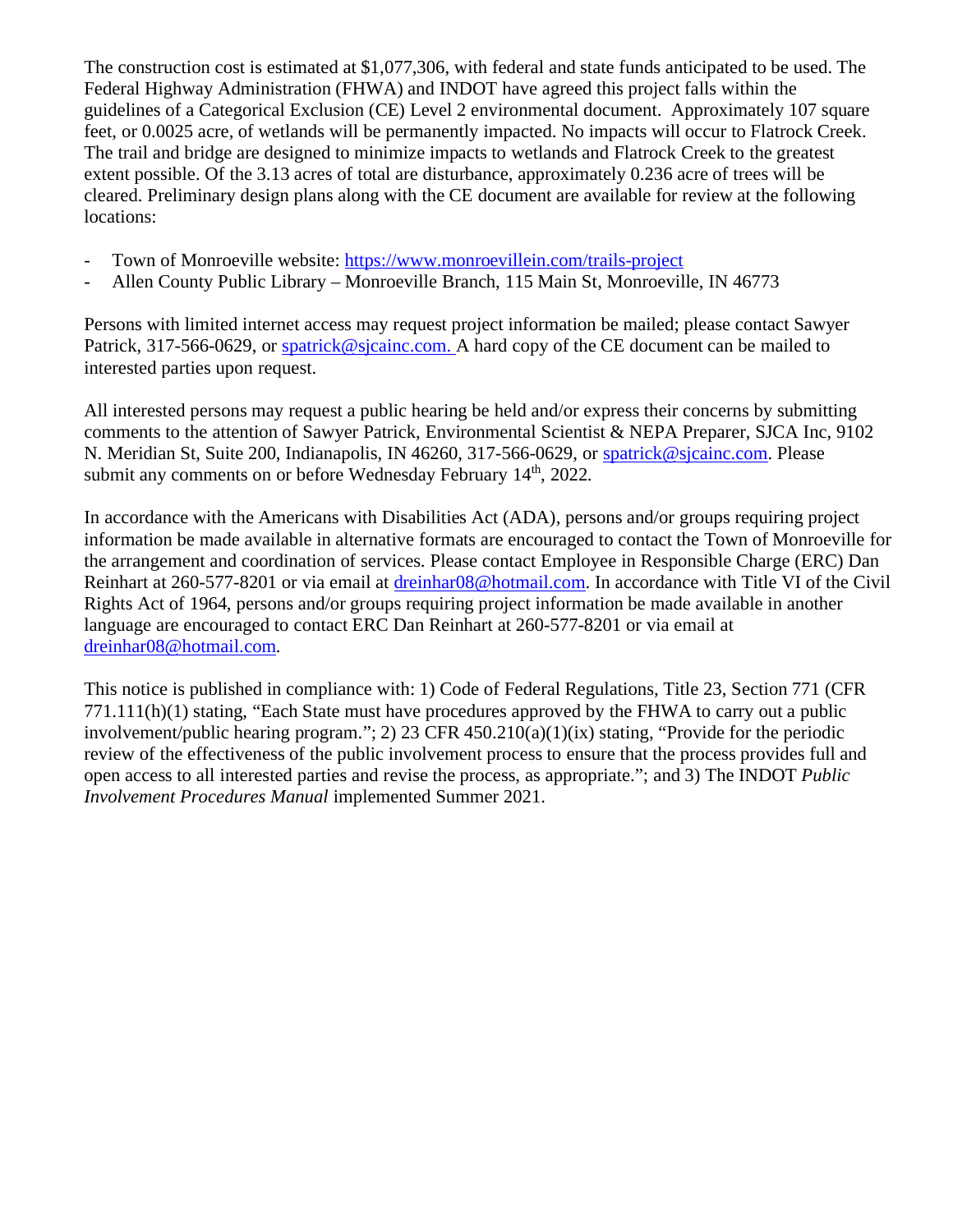The construction cost is estimated at $1,077,306, with federal and state funds anticipated to be used. The Federal Highway Administration (FHWA) and INDOT have agreed this project falls within the guidelines of a Categorical Exclusion (CE) Level 2 environmental document. Approximately 107 square feet, or 0.0025 acre, of wetlands will be permanently impacted. No impacts will occur to Flatrock Creek. The trail and bridge are designed to minimize impacts to wetlands and Flatrock Creek to the greatest extent possible. Of the 3.13 acres of total are disturbance, approximately 0.236 acre of trees will be cleared. Preliminary design plans along with the CE document are available for review at the following locations:

- Town of Monroeville website: https://www.monroevillein.com/trails-project
- Allen County Public Library – Monroeville Branch, 115 Main St, Monroeville, IN 46773

Persons with limited internet access may request project information be mailed; please contact Sawyer Patrick, 317-566-0629, or spatrick@sjcainc.com. A hard copy of the CE document can be mailed to interested parties upon request.

All interested persons may request a public hearing be held and/or express their concerns by submitting comments to the attention of Sawyer Patrick, Environmental Scientist & NEPA Preparer, SJCA Inc, 9102 N. Meridian St, Suite 200, Indianapolis, IN 46260, 317-566-0629, or spatrick@sjcainc.com. Please submit any comments on or before Wednesday February 14th, 2022.

In accordance with the Americans with Disabilities Act (ADA), persons and/or groups requiring project information be made available in alternative formats are encouraged to contact the Town of Monroeville for the arrangement and coordination of services. Please contact Employee in Responsible Charge (ERC) Dan Reinhart at 260-577-8201 or via email at dreinhar08@hotmail.com. In accordance with Title VI of the Civil Rights Act of 1964, persons and/or groups requiring project information be made available in another language are encouraged to contact ERC Dan Reinhart at 260-577-8201 or via email at dreinhar08@hotmail.com.

This notice is published in compliance with: 1) Code of Federal Regulations, Title 23, Section 771 (CFR 771.111(h)(1) stating, "Each State must have procedures approved by the FHWA to carry out a public involvement/public hearing program."; 2) 23 CFR 450.210(a)(1)(ix) stating, "Provide for the periodic review of the effectiveness of the public involvement process to ensure that the process provides full and open access to all interested parties and revise the process, as appropriate."; and 3) The INDOT *Public Involvement Procedures Manual* implemented Summer 2021.